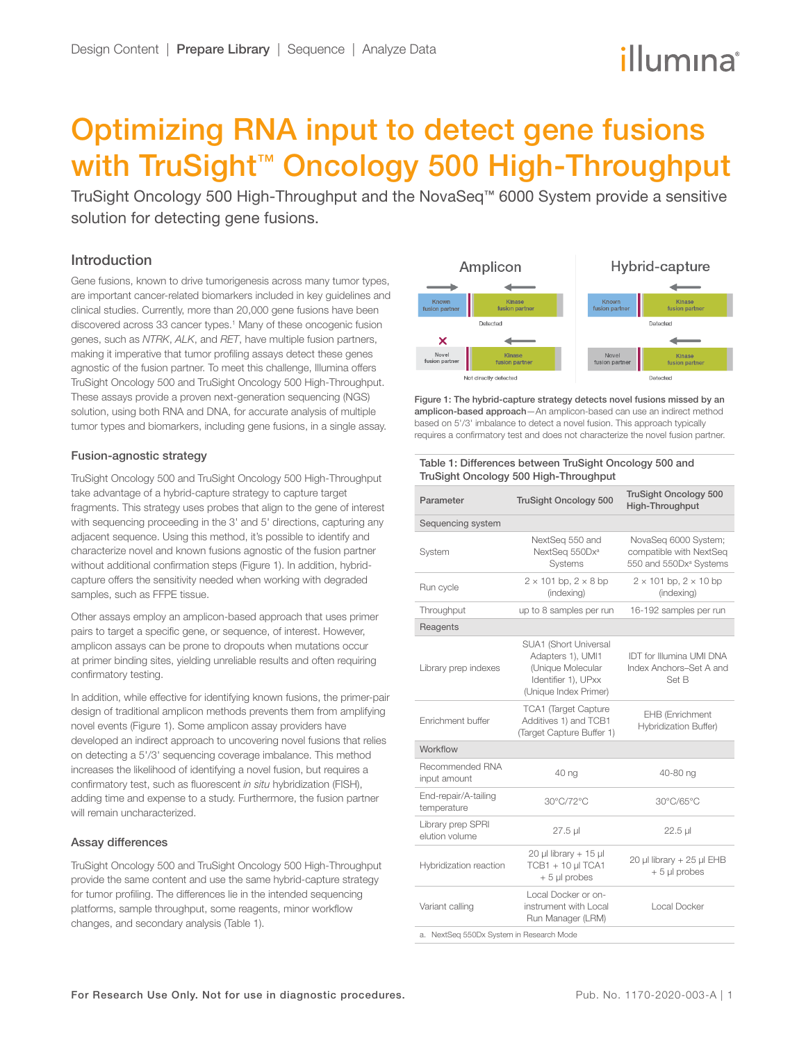Design Content | **Prepare Library** | Sequence | Analyze Data

# Optimizing RNA input to detect gene fusions with TruSight™ Oncology 500 High-Throughput

TruSight Oncology 500 High-Throughput and the NovaSeq™ 6000 System provide a sensitive solution for detecting gene fusions.

## Introduction

Gene fusions, known to drive tumorigenesis across many tumor types, are important cancer-related biomarkers included in key guidelines and clinical studies. Currently, more than 20,000 gene fusions have been discovered across 33 cancer types.[1] Many of these oncogenic fusion genes, such as *NTRK*, *ALK*, and *RET*, have multiple fusion partners, making it imperative that tumor profiling assays detect these genes agnostic of the fusion partner. To meet this challenge, Illumina offers TruSight Oncology 500 and TruSight Oncology 500 High-Throughput. These assays provide a proven next-generation sequencing (NGS) solution, using both RNA and DNA, for accurate analysis of multiple tumor types and biomarkers, including gene fusions, in a single assay.

### Fusion-agnostic strategy

TruSight Oncology 500 and TruSight Oncology 500 High-Throughput take advantage of a hybrid-capture strategy to capture target fragments. This strategy uses probes that align to the gene of interest with sequencing proceeding in the 3' and 5' directions, capturing any adjacent sequence. Using this method, it's possible to identify and characterize novel and known fusions agnostic of the fusion partner without additional confirmation steps (Figure 1). In addition, hybrid-capture offers the sensitivity needed when working with degraded samples, such as FFPE tissue.

Other assays employ an amplicon-based approach that uses primer pairs to target a specific gene, or sequence, of interest. However, amplicon assays can be prone to dropouts when mutations occur at primer binding sites, yielding unreliable results and often requiring confirmatory testing.

In addition, while effective for identifying known fusions, the primer-pair design of traditional amplicon methods prevents them from amplifying novel events (Figure 1). Some amplicon assay providers have developed an indirect approach to uncovering novel fusions that relies on detecting a 5'/3' sequencing coverage imbalance. This method increases the likelihood of identifying a novel fusion, but requires a confirmatory test, such as fluorescent *in situ* hybridization (FISH), adding time and expense to a study. Furthermore, the fusion partner will remain uncharacterized.

### Assay differences

TruSight Oncology 500 and TruSight Oncology 500 High-Throughput provide the same content and use the same hybrid-capture strategy for tumor profiling. The differences lie in the intended sequencing platforms, sample throughput, some reagents, minor workflow changes, and secondary analysis (Table 1).

**Figure 1: The hybrid-capture strategy detects novel fusions missed by an amplicon-based approach**—An amplicon-based can use an indirect method based on 5'/3' imbalance to detect a novel fusion. This approach typically requires a confirmatory test and does not characterize the novel fusion partner.

**Table 1: Differences between TruSight Oncology 500 and TruSight Oncology 500 High-Throughput**

| Parameter | TruSight Oncology 500 | TruSight Oncology 500 High-Throughput |
|---|---|---|
| Sequencing system | | |
| System | NextSeq 550 and NextSeq 550Dx[a] Systems | NovaSeq 6000 System; compatible with NextSeq 550 and 550Dx[a] Systems |
| Run cycle | 2 × 101 bp, 2 × 8 bp (indexing) | 2 × 101 bp, 2 × 10 bp (indexing) |
| Throughput | up to 8 samples per run | 16-192 samples per run |
| Reagents | | |
| Library prep indexes | SUA1 (Short Universal Adapters 1), UMI1 (Unique Molecular Identifier 1), UPxx (Unique Index Primer) | IDT for Illumina UMI DNA Index Anchors–Set A and Set B |
| Enrichment buffer | TCA1 (Target Capture Additives 1) and TCB1 (Target Capture Buffer 1) | EHB (Enrichment Hybridization Buffer) |
| Workflow | | |
| Recommended RNA input amount | 40 ng | 40-80 ng |
| End-repair/A-tailing temperature | 30°C/72°C | 30°C/65°C |
| Library prep SPRI elution volume | 27.5 µl | 22.5 µl |
| Hybridization reaction | 20 µl library + 15 µl TCB1 + 10 µl TCA1 + 5 µl probes | 20 µl library + 25 µl EHB + 5 µl probes |
| Variant calling | Local Docker or on-instrument with Local Run Manager (LRM) | Local Docker |

a. NextSeq 550Dx System in Research Mode

For Research Use Only. Not for use in diagnostic procedures.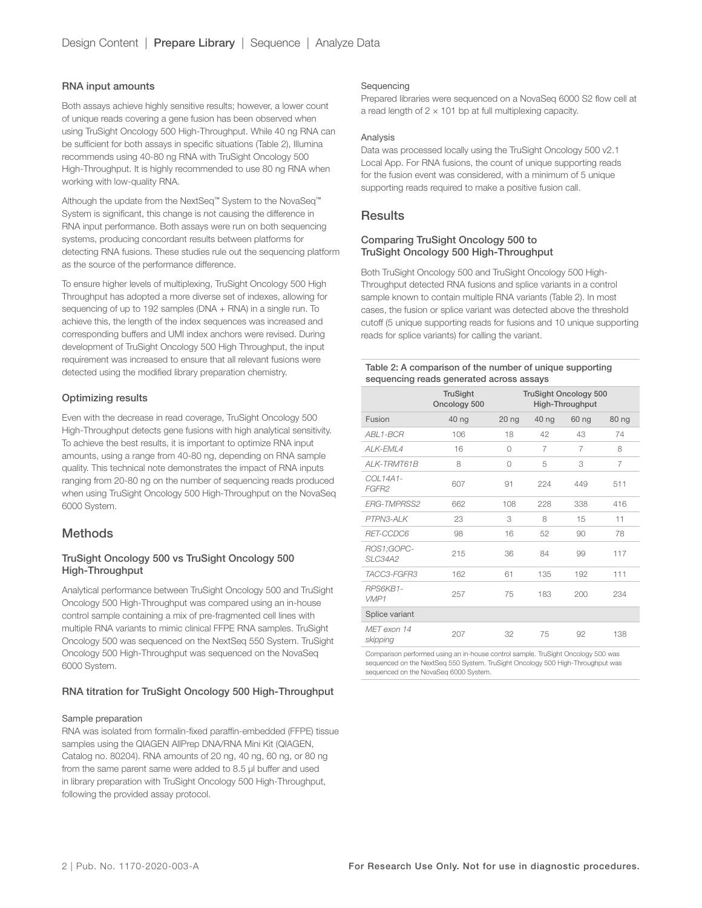## RNA input amounts

Both assays achieve highly sensitive results; however, a lower count of unique reads covering a gene fusion has been observed when using TruSight Oncology 500 High-Throughput. While 40 ng RNA can be sufficient for both assays in specific situations (Table 2), Illumina recommends using 40-80 ng RNA with TruSight Oncology 500 High-Throughput. It is highly recommended to use 80 ng RNA when working with low-quality RNA.

Although the update from the NextSeq™ System to the NovaSeq™ System is significant, this change is not causing the difference in RNA input performance. Both assays were run on both sequencing systems, producing concordant results between platforms for detecting RNA fusions. These studies rule out the sequencing platform as the source of the performance difference.

To ensure higher levels of multiplexing, TruSight Oncology 500 High Throughput has adopted a more diverse set of indexes, allowing for sequencing of up to 192 samples (DNA + RNA) in a single run. To achieve this, the length of the index sequences was increased and corresponding buffers and UMI index anchors were revised. During development of TruSight Oncology 500 High Throughput, the input requirement was increased to ensure that all relevant fusions were detected using the modified library preparation chemistry.

## Optimizing results

Even with the decrease in read coverage, TruSight Oncology 500 High-Throughput detects gene fusions with high analytical sensitivity. To achieve the best results, it is important to optimize RNA input amounts, using a range from 40-80 ng, depending on RNA sample quality. This technical note demonstrates the impact of RNA inputs ranging from 20-80 ng on the number of sequencing reads produced when using TruSight Oncology 500 High-Throughput on the NovaSeq 6000 System.

# Methods

## TruSight Oncology 500 vs TruSight Oncology 500 High-Throughput

Analytical performance between TruSight Oncology 500 and TruSight Oncology 500 High-Throughput was compared using an in-house control sample containing a mix of pre-fragmented cell lines with multiple RNA variants to mimic clinical FFPE RNA samples. TruSight Oncology 500 was sequenced on the NextSeq 550 System. TruSight Oncology 500 High-Throughput was sequenced on the NovaSeq 6000 System.

## RNA titration for TruSight Oncology 500 High-Throughput

### Sample preparation

RNA was isolated from formalin-fixed paraffin-embedded (FFPE) tissue samples using the QIAGEN AllPrep DNA/RNA Mini Kit (QIAGEN, Catalog no. 80204). RNA amounts of 20 ng, 40 ng, 60 ng, or 80 ng from the same parent same were added to 8.5 µl buffer and used in library preparation with TruSight Oncology 500 High-Throughput, following the provided assay protocol.

### Sequencing

Prepared libraries were sequenced on a NovaSeq 6000 S2 flow cell at a read length of 2 × 101 bp at full multiplexing capacity.

### Analysis

Data was processed locally using the TruSight Oncology 500 v2.1 Local App. For RNA fusions, the count of unique supporting reads for the fusion event was considered, with a minimum of 5 unique supporting reads required to make a positive fusion call.

# Results

## Comparing TruSight Oncology 500 to TruSight Oncology 500 High-Throughput

Both TruSight Oncology 500 and TruSight Oncology 500 High-Throughput detected RNA fusions and splice variants in a control sample known to contain multiple RNA variants (Table 2). In most cases, the fusion or splice variant was detected above the threshold cutoff (5 unique supporting reads for fusions and 10 unique supporting reads for splice variants) for calling the variant.

**Table 2: A comparison of the number of unique supporting sequencing reads generated across assays**

| | TruSight Oncology 500 | TruSight Oncology 500 High-Throughput | | | |
|---|---|---|---|---|---|
| Fusion | 40 ng | 20 ng | 40 ng | 60 ng | 80 ng |
| *ABL1-BCR* | 106 | 18 | 42 | 43 | 74 |
| *ALK-EML4* | 16 | 0 | 7 | 7 | 8 |
| *ALK-TRMT61B* | 8 | 0 | 5 | 3 | 7 |
| *COL14A1-FGFR2* | 607 | 91 | 224 | 449 | 511 |
| *ERG-TMPRSS2* | 662 | 108 | 228 | 338 | 416 |
| *PTPN3-ALK* | 23 | 3 | 8 | 15 | 11 |
| *RET-CCDC6* | 98 | 16 | 52 | 90 | 78 |
| *ROS1;GOPC-SLC34A2* | 215 | 36 | 84 | 99 | 117 |
| *TACC3-FGFR3* | 162 | 61 | 135 | 192 | 111 |
| *RPS6KB1-VMP1* | 257 | 75 | 183 | 200 | 234 |
| Splice variant | | | | | |
| *MET exon 14 skipping* | 207 | 32 | 75 | 92 | 138 |

Comparison performed using an in-house control sample. TruSight Oncology 500 was sequenced on the NextSeq 550 System. TruSight Oncology 500 High-Throughput was sequenced on the NovaSeq 6000 System.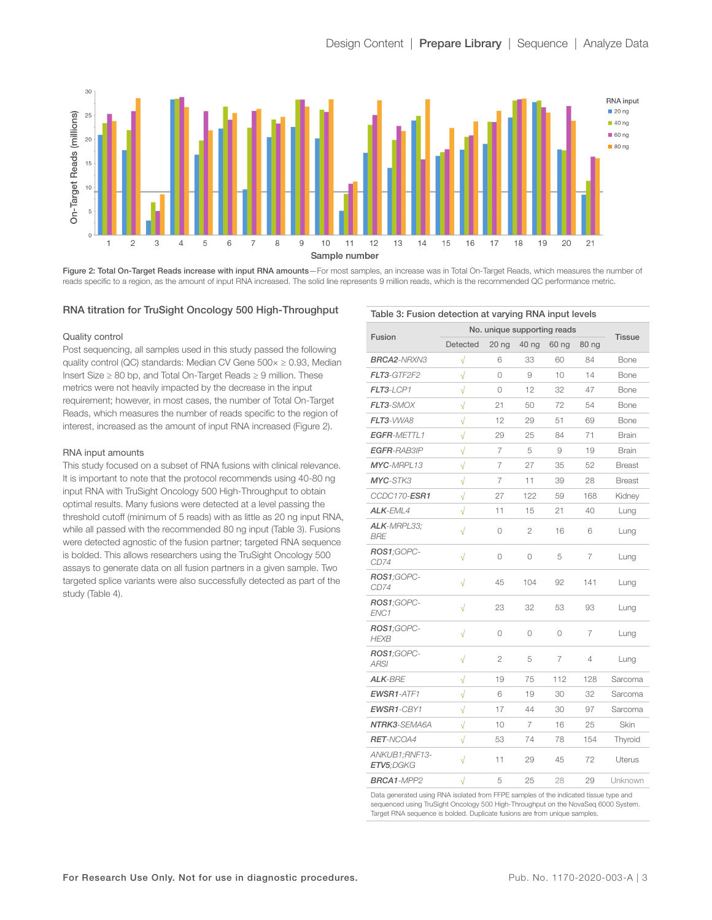Figure 2: Total On-Target Reads increase with input RNA amounts—For most samples, an increase was in Total On-Target Reads, which measures the number of reads specific to a region, as the amount of input RNA increased. The solid line represents 9 million reads, which is the recommended QC performance metric.

## RNA titration for TruSight Oncology 500 High-Throughput

### Quality control

Post sequencing, all samples used in this study passed the following quality control (QC) standards: Median CV Gene 500× ≥ 0.93, Median Insert Size ≥ 80 bp, and Total On-Target Reads ≥ 9 million. These metrics were not heavily impacted by the decrease in the input requirement; however, in most cases, the number of Total On-Target Reads, which measures the number of reads specific to the region of interest, increased as the amount of input RNA increased (Figure 2).

### RNA input amounts

This study focused on a subset of RNA fusions with clinical relevance. It is important to note that the protocol recommends using 40-80 ng input RNA with TruSight Oncology 500 High-Throughput to obtain optimal results. Many fusions were detected at a level passing the threshold cutoff (minimum of 5 reads) with as little as 20 ng input RNA, while all passed with the recommended 80 ng input (Table 3). Fusions were detected agnostic of the fusion partner; targeted RNA sequence is bolded. This allows researchers using the TruSight Oncology 500 assays to generate data on all fusion partners in a given sample. Two targeted splice variants were also successfully detected as part of the study (Table 4).

**Table 3: Fusion detection at varying RNA input levels**

| Fusion | No. unique supporting reads | | | | | Tissue |
|---|---|---|---|---|---|---|
| | Detected | 20 ng | 40 ng | 60 ng | 80 ng | |
| ***BRCA2***-*NRXN3* | √ | 6 | 33 | 60 | 84 | Bone |
| ***FLT3***-*GTF2F2* | √ | 0 | 9 | 10 | 14 | Bone |
| ***FLT3***-*LCP1* | √ | 0 | 12 | 32 | 47 | Bone |
| ***FLT3***-*SMOX* | √ | 21 | 50 | 72 | 54 | Bone |
| ***FLT3***-*VWA8* | √ | 12 | 29 | 51 | 69 | Bone |
| ***EGFR***-*METTL1* | √ | 29 | 25 | 84 | 71 | Brain |
| ***EGFR***-*RAB3IP* | √ | 7 | 5 | 9 | 19 | Brain |
| ***MYC***-*MRPL13* | √ | 7 | 27 | 35 | 52 | Breast |
| ***MYC***-*STK3* | √ | 7 | 11 | 39 | 28 | Breast |
| *CCDC170*-***ESR1*** | √ | 27 | 122 | 59 | 168 | Kidney |
| ***ALK***-*EML4* | √ | 11 | 15 | 21 | 40 | Lung |
| ***ALK***-*MRPL33;BRE* | √ | 0 | 2 | 16 | 6 | Lung |
| ***ROS1***;*GOPC-CD74* | √ | 0 | 0 | 5 | 7 | Lung |
| ***ROS1***;*GOPC-CD74* | √ | 45 | 104 | 92 | 141 | Lung |
| ***ROS1***;*GOPC-ENC1* | √ | 23 | 32 | 53 | 93 | Lung |
| ***ROS1***;*GOPC-HEXB* | √ | 0 | 0 | 0 | 7 | Lung |
| ***ROS1***;*GOPC-ARSI* | √ | 2 | 5 | 7 | 4 | Lung |
| ***ALK***-*BRE* | √ | 19 | 75 | 112 | 128 | Sarcoma |
| ***EWSR1***-*ATF1* | √ | 6 | 19 | 30 | 32 | Sarcoma |
| ***EWSR1***-*CBY1* | √ | 17 | 44 | 30 | 97 | Sarcoma |
| ***NTRK3***-*SEMA6A* | √ | 10 | 7 | 16 | 25 | Skin |
| ***RET***-*NCOA4* | √ | 53 | 74 | 78 | 154 | Thyroid |
| *ANKUB1;RNF13*-***ETV5***;*DGKG* | √ | 11 | 29 | 45 | 72 | Uterus |
| ***BRCA1***-*MPP2* | √ | 5 | 25 | 28 | 29 | Unknown |

Data generated using RNA isolated from FFPE samples of the indicated tissue type and sequenced using TruSight Oncology 500 High-Throughput on the NovaSeq 6000 System. Target RNA sequence is bolded. Duplicate fusions are from unique samples.

For Research Use Only. Not for use in diagnostic procedures.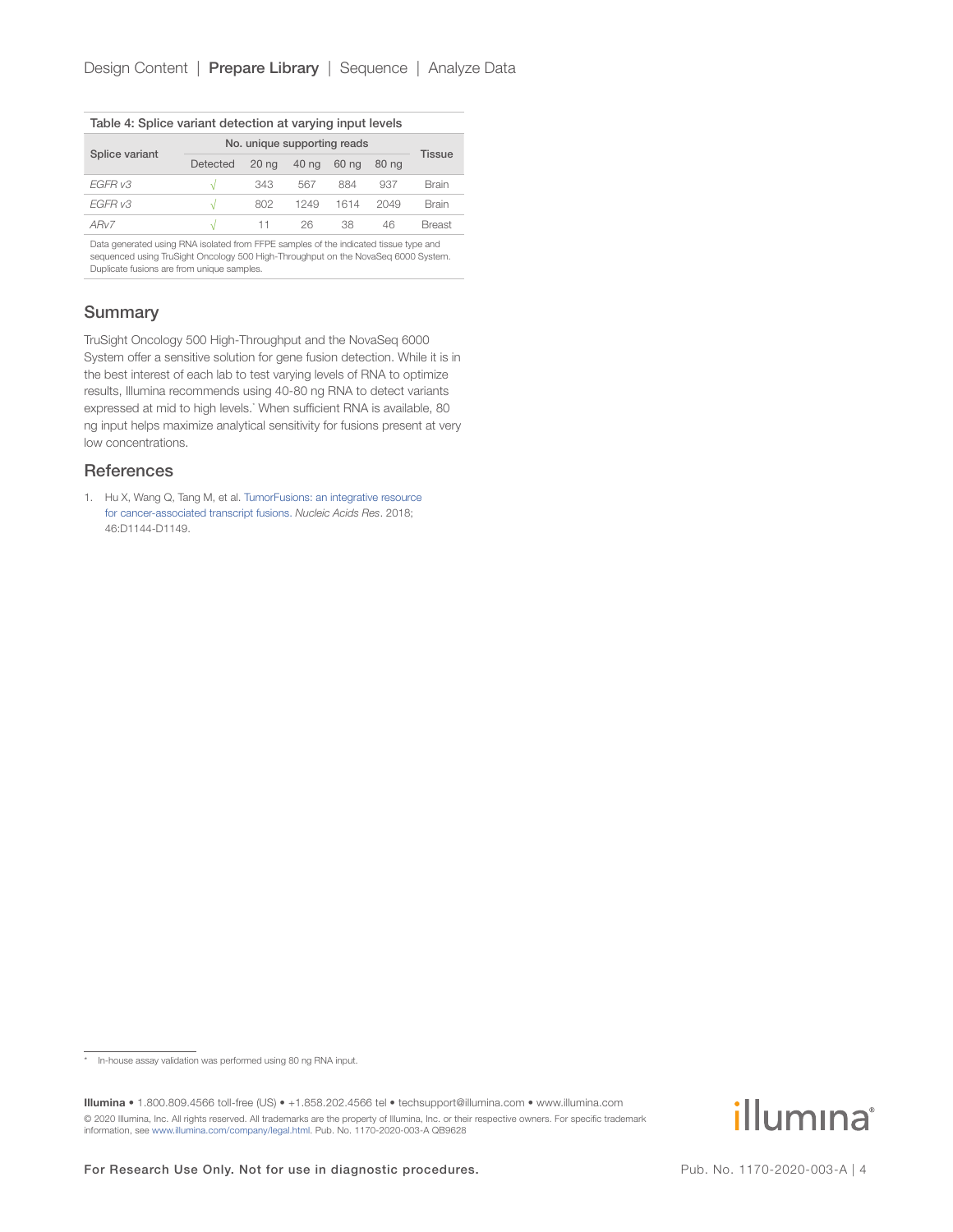Table 4: Splice variant detection at varying input levels

| Splice variant | No. unique supporting reads | | | | | Tissue |
|---|---|---|---|---|---|---|
| | Detected | 20 ng | 40 ng | 60 ng | 80 ng | |
| *EGFR v3* | √ | 343 | 567 | 884 | 937 | Brain |
| *EGFR v3* | √ | 802 | 1249 | 1614 | 2049 | Brain |
| *ARv7* | √ | 11 | 26 | 38 | 46 | Breast |

Data generated using RNA isolated from FFPE samples of the indicated tissue type and sequenced using TruSight Oncology 500 High-Throughput on the NovaSeq 6000 System. Duplicate fusions are from unique samples.

## Summary

TruSight Oncology 500 High-Throughput and the NovaSeq 6000 System offer a sensitive solution for gene fusion detection. While it is in the best interest of each lab to test varying levels of RNA to optimize results, Illumina recommends using 40-80 ng RNA to detect variants expressed at mid to high levels.* When sufficient RNA is available, 80 ng input helps maximize analytical sensitivity for fusions present at very low concentrations.

## References

1. Hu X, Wang Q, Tang M, et al. TumorFusions: an integrative resource for cancer-associated transcript fusions. *Nucleic Acids Res*. 2018; 46:D1144-D1149.

\* In-house assay validation was performed using 80 ng RNA input.

**Illumina** • 1.800.809.4566 toll-free (US) • +1.858.202.4566 tel • techsupport@illumina.com • www.illumina.com

© 2020 Illumina, Inc. All rights reserved. All trademarks are the property of Illumina, Inc. or their respective owners. For specific trademark information, see www.illumina.com/company/legal.html. Pub. No. 1170-2020-003-A QB9628

For Research Use Only. Not for use in diagnostic procedures.